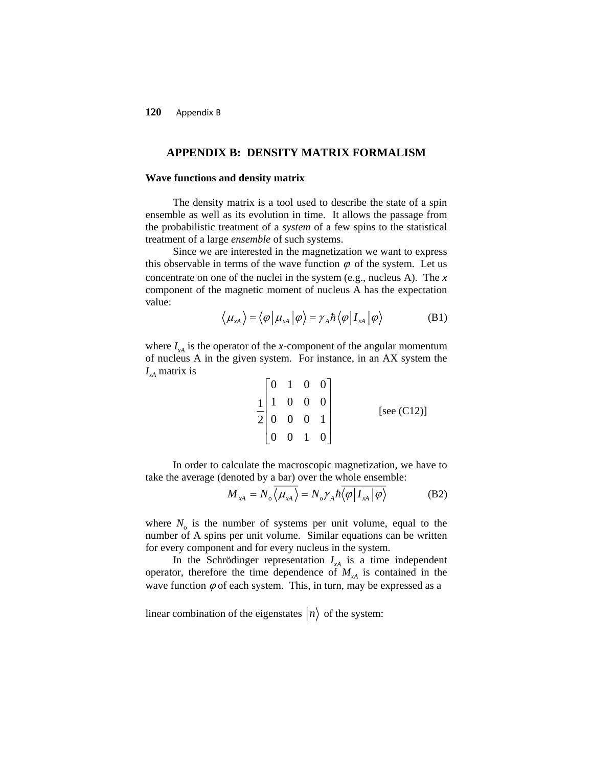# APPENDIX B: DENSITY MATRIX FORMALISM

## Wave functions and density matrix

The density matrix is a tool used to describe the state of a spin ensemble as well as its evolution in time. It allows the passage from the probabilistic treatment of a *system* of a few spins to the statistical treatment of a large *ensemble* of such systems.

Since we are interested in the magnetization we want to express this observable in terms of the wave function $\varphi$ of the system. Let us concentrate on one of the nuclei in the system (e.g., nucleus A). The *x* component of the magnetic moment of nucleus A has the expectation value:

$$\langle \mu_{xA} \rangle = \langle \varphi | \mu_{xA} | \varphi \rangle = \gamma_A \hbar \langle \varphi | I_{xA} | \varphi \rangle \tag{B1}$$

where $I_{xA}$ is the operator of the *x*-component of the angular momentum of nucleus A in the given system. For instance, in an AX system the $I_{xA}$ matrix is

$$\frac{1}{2}\begin{bmatrix} 0 & 1 & 0 & 0 \\ 1 & 0 & 0 & 0 \\ 0 & 0 & 0 & 1 \\ 0 & 0 & 1 & 0 \end{bmatrix} \qquad \text{[see (C12)]}$$

In order to calculate the macroscopic magnetization, we have to take the average (denoted by a bar) over the whole ensemble:

$$M_{xA} = N_o \overline{\langle \mu_{xA} \rangle} = N_o \gamma_A \hbar \overline{\langle \varphi | I_{xA} | \varphi \rangle} \tag{B2}$$

where $N_o$ is the number of systems per unit volume, equal to the number of A spins per unit volume. Similar equations can be written for every component and for every nucleus in the system.

In the Schrödinger representation $I_{xA}$ is a time independent operator, therefore the time dependence of $M_{xA}$ is contained in the wave function $\varphi$ of each system. This, in turn, may be expressed as a linear combination of the eigenstates $|n\rangle$ of the system: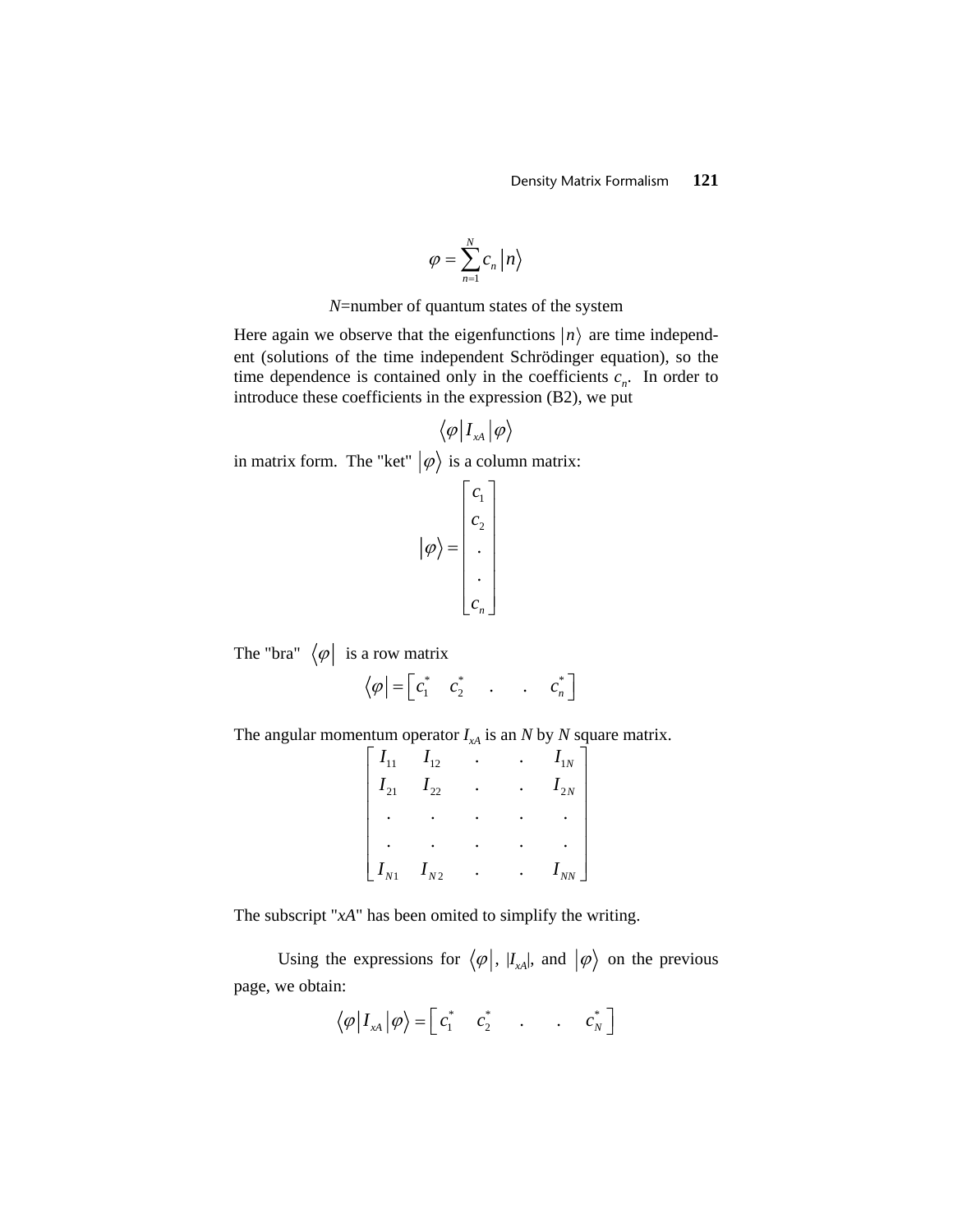$$\varphi = \sum_{n=1}^{N} c_n \left| n \right\rangle$$

$N$=number of quantum states of the system

Here again we observe that the eigenfunctions $\left| n \right\rangle$ are time independent (solutions of the time independent Schrödinger equation), so the time dependence is contained only in the coefficients $c_n$. In order to introduce these coefficients in the expression (B2), we put

$$\left\langle \varphi \right| I_{xA} \left| \varphi \right\rangle$$

in matrix form. The "ket" $\left| \varphi \right\rangle$ is a column matrix:

$$\left| \varphi \right\rangle = \begin{bmatrix} c_1 \\ c_2 \\ . \\ . \\ c_n \end{bmatrix}$$

The "bra" $\left\langle \varphi \right|$ is a row matrix

$$\left\langle \varphi \right| = \begin{bmatrix} c_1^* & c_2^* & . & . & c_n^* \end{bmatrix}$$

The angular momentum operator $I_{xA}$ is an $N$ by $N$ square matrix.

$$\begin{bmatrix} I_{11} & I_{12} & . & . & I_{1N} \\ I_{21} & I_{22} & . & . & I_{2N} \\ . & . & . & . & . \\ . & . & . & . & . \\ I_{N1} & I_{N2} & . & . & I_{NN} \end{bmatrix}$$

The subscript "*xA*" has been omited to simplify the writing.

Using the expressions for $\left\langle \varphi \right|$, $|I_{xA}|$, and $\left| \varphi \right\rangle$ on the previous page, we obtain:

$$\left\langle \varphi \right| I_{xA} \left| \varphi \right\rangle = \begin{bmatrix} c_1^* & c_2^* & . & . & c_N^* \end{bmatrix}$$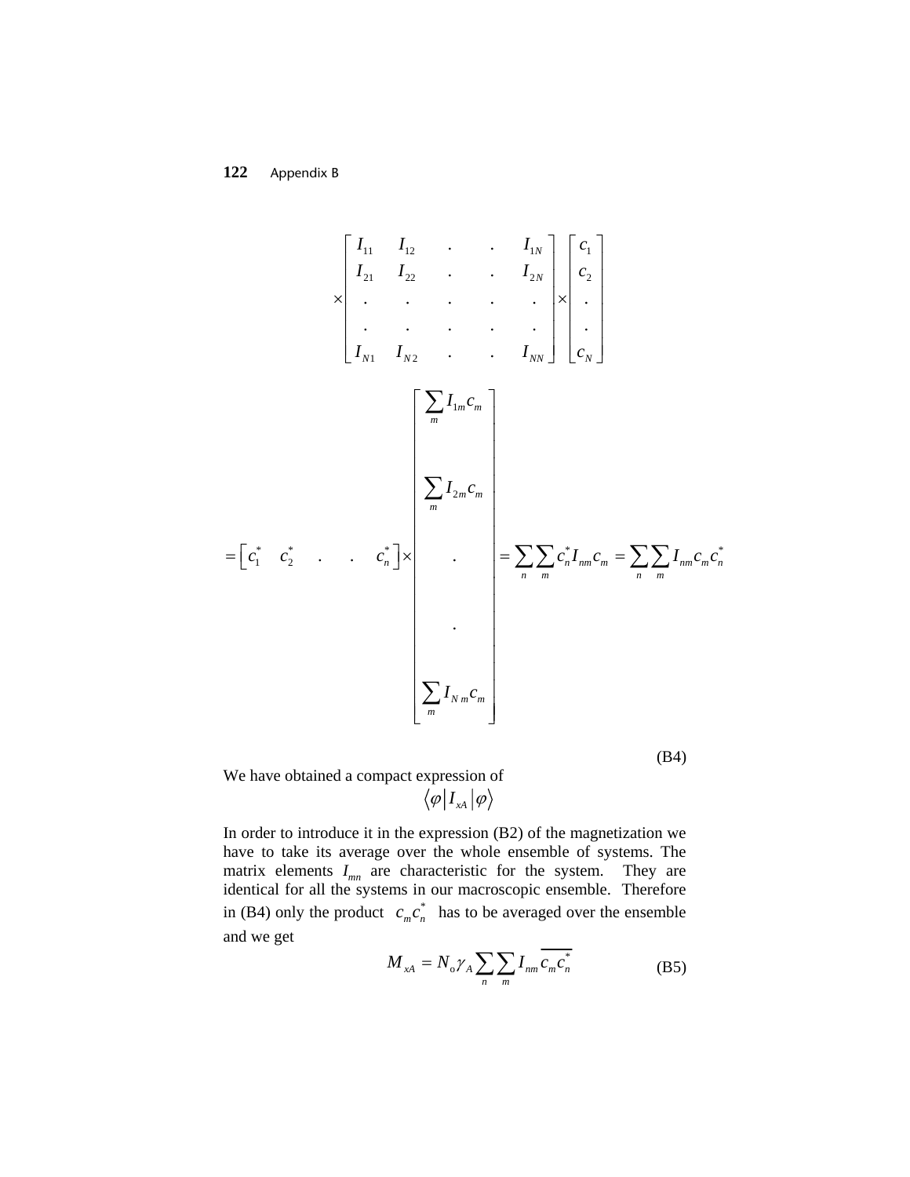$$\times \begin{bmatrix} I_{11} & I_{12} & . & . & I_{1N} \\ I_{21} & I_{22} & . & . & I_{2N} \\ . & . & . & . & . \\ . & . & . & . & . \\ I_{N1} & I_{N2} & . & . & I_{NN} \end{bmatrix} \times \begin{bmatrix} c_1 \\ c_2 \\ . \\ . \\ c_N \end{bmatrix}$$

$$= \begin{bmatrix} c_1^* & c_2^* & . & . & c_n^* \end{bmatrix} \times \begin{bmatrix} \sum_m I_{1m} c_m \\ \sum_m I_{2m} c_m \\ . \\ . \\ \sum_m I_{Nm} c_m \end{bmatrix} = \sum_n \sum_m c_n^* I_{nm} c_m = \sum_n \sum_m I_{nm} c_m c_n^* \tag{B4}$$

We have obtained a compact expression of

$$\langle \varphi | I_{xA} | \varphi \rangle$$

In order to introduce it in the expression (B2) of the magnetization we have to take its average over the whole ensemble of systems. The matrix elements $I_{mn}$ are characteristic for the system. They are identical for all the systems in our macroscopic ensemble. Therefore in (B4) only the product $c_m c_n^*$ has to be averaged over the ensemble and we get

$$M_{xA} = N_0 \gamma_A \sum_n \sum_m I_{nm} \overline{c_m c_n^*} \tag{B5}$$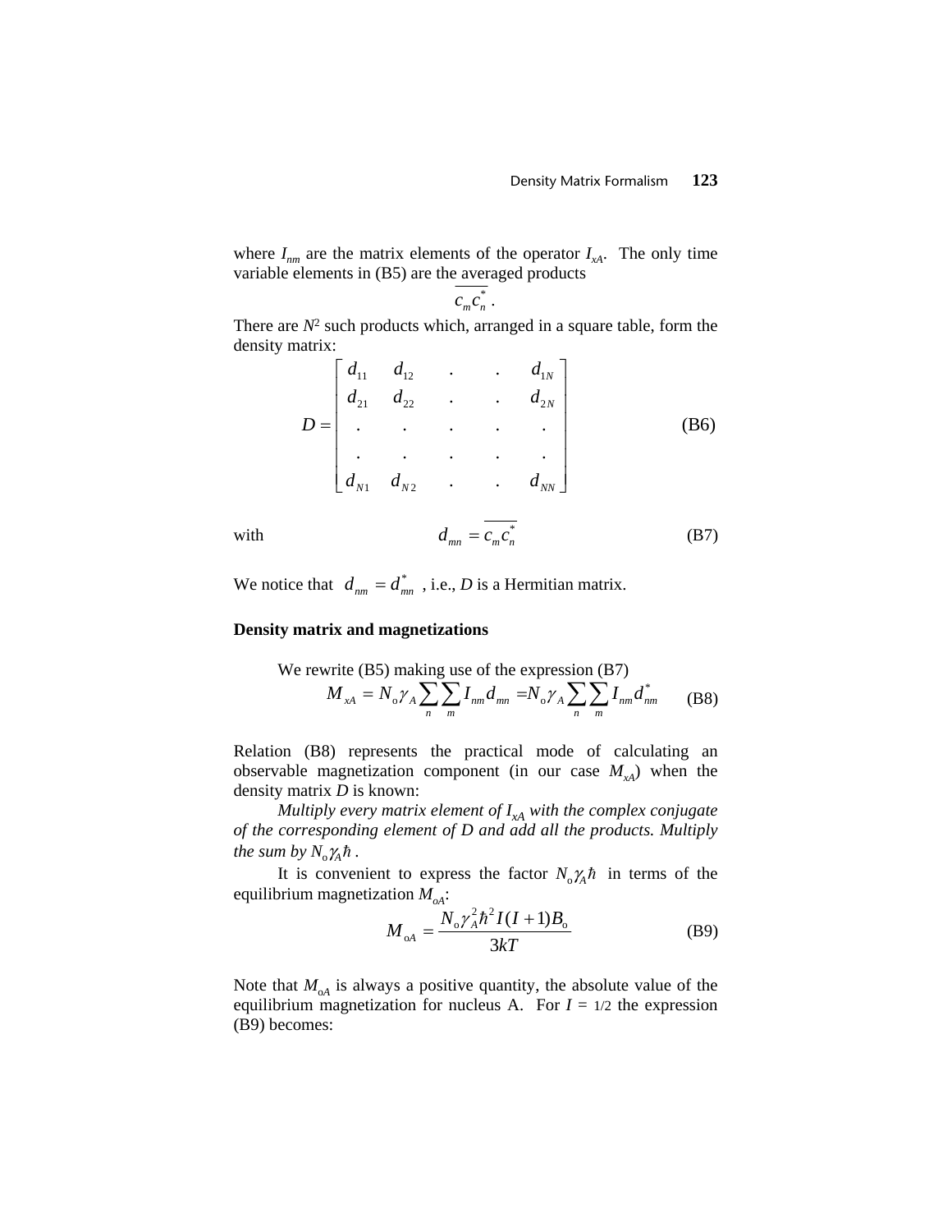where $I_{nm}$ are the matrix elements of the operator $I_{xA}$. The only time variable elements in (B5) are the averaged products

$$\overline{c_m c_n^*}\ .$$

There are $N^2$ such products which, arranged in a square table, form the density matrix:

$$D = \begin{bmatrix} d_{11} & d_{12} & . & . & d_{1N} \\ d_{21} & d_{22} & . & . & d_{2N} \\ . & . & . & . & . \\ . & . & . & . & . \\ d_{N1} & d_{N2} & . & . & d_{NN} \end{bmatrix} \tag{B6}$$

with

$$d_{mn} = \overline{c_m c_n^*} \tag{B7}$$

We notice that $d_{nm} = d_{mn}^*$ , i.e., $D$ is a Hermitian matrix.

**Density matrix and magnetizations**

We rewrite (B5) making use of the expression (B7)

$$M_{xA} = N_{\text{o}}\gamma_A \sum_n \sum_m I_{nm} d_{mn} = N_{\text{o}}\gamma_A \sum_n \sum_m I_{nm} d_{nm}^* \tag{B8}$$

Relation (B8) represents the practical mode of calculating an observable magnetization component (in our case $M_{xA}$) when the density matrix $D$ is known:

*Multiply every matrix element of $I_{xA}$ with the complex conjugate of the corresponding element of D and add all the products. Multiply the sum by $N_{\text{o}}\gamma_A\hbar$ .*

It is convenient to express the factor $N_{\text{o}}\gamma_A\hbar$ in terms of the equilibrium magnetization $M_{oA}$:

$$M_{\text{o}A} = \frac{N_{\text{o}}\gamma_A^2\hbar^2 I(I+1)B_{\text{o}}}{3kT} \tag{B9}$$

Note that $M_{\text{o}A}$ is always a positive quantity, the absolute value of the equilibrium magnetization for nucleus A. For $I = 1/2$ the expression (B9) becomes: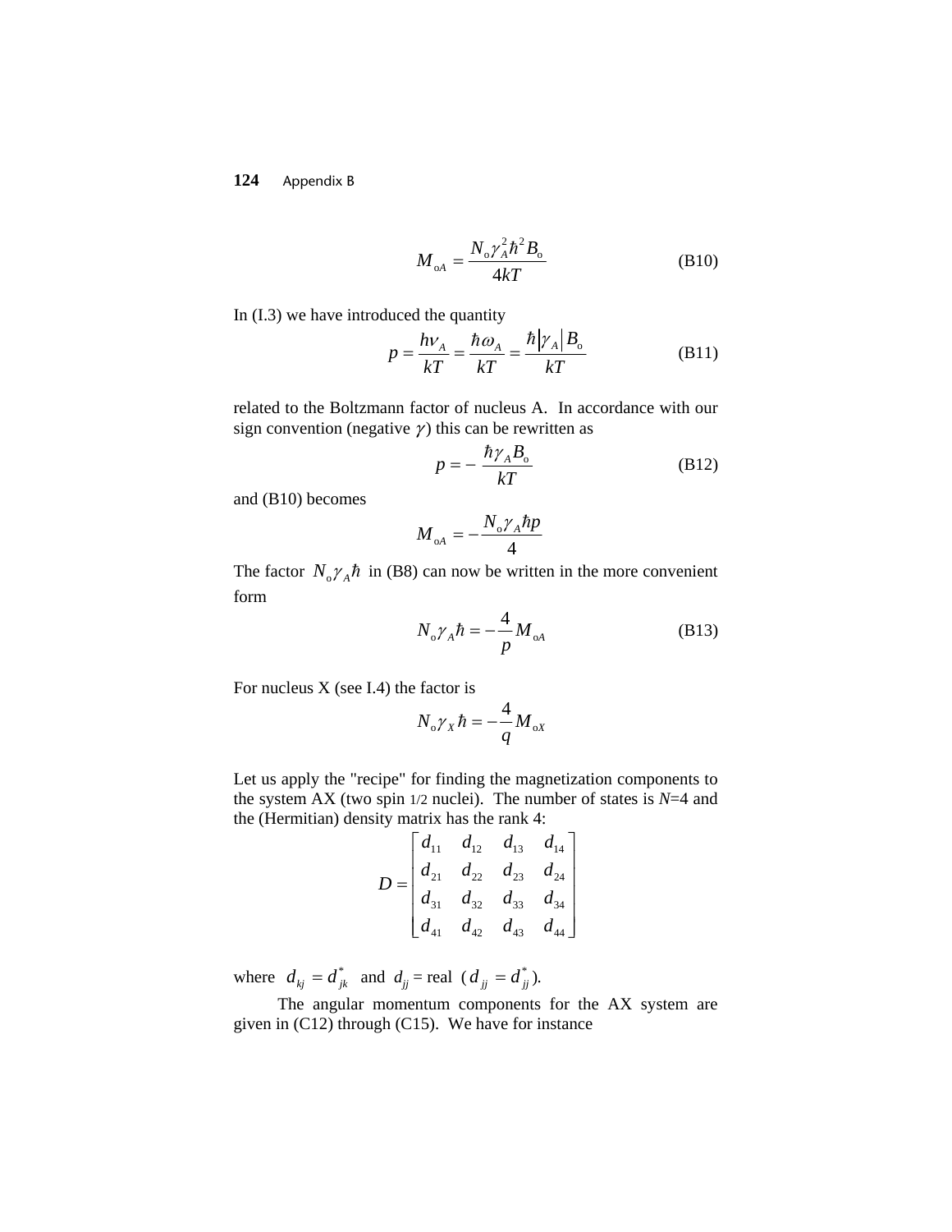$$M_{oA} = \frac{N_o \gamma_A^2 \hbar^2 B_o}{4kT} \tag{B10}$$

In (I.3) we have introduced the quantity

$$p = \frac{h\nu_A}{kT} = \frac{\hbar\omega_A}{kT} = \frac{\hbar|\gamma_A|B_o}{kT} \tag{B11}$$

related to the Boltzmann factor of nucleus A. In accordance with our sign convention (negative $\gamma$) this can be rewritten as

$$p = -\frac{\hbar\gamma_A B_o}{kT} \tag{B12}$$

and (B10) becomes

$$M_{oA} = -\frac{N_o \gamma_A \hbar p}{4}$$

The factor $N_o \gamma_A \hbar$ in (B8) can now be written in the more convenient form

$$N_o \gamma_A \hbar = -\frac{4}{p} M_{oA} \tag{B13}$$

For nucleus X (see I.4) the factor is

$$N_o \gamma_X \hbar = -\frac{4}{q} M_{oX}$$

Let us apply the "recipe" for finding the magnetization components to the system AX (two spin 1/2 nuclei). The number of states is $N$=4 and the (Hermitian) density matrix has the rank 4:

$$D = \begin{bmatrix} d_{11} & d_{12} & d_{13} & d_{14} \\ d_{21} & d_{22} & d_{23} & d_{24} \\ d_{31} & d_{32} & d_{33} & d_{34} \\ d_{41} & d_{42} & d_{43} & d_{44} \end{bmatrix}$$

where $d_{kj} = d^*_{jk}$ and $d_{jj}$ = real ($d_{jj} = d^*_{jj}$).

The angular momentum components for the AX system are given in (C12) through (C15). We have for instance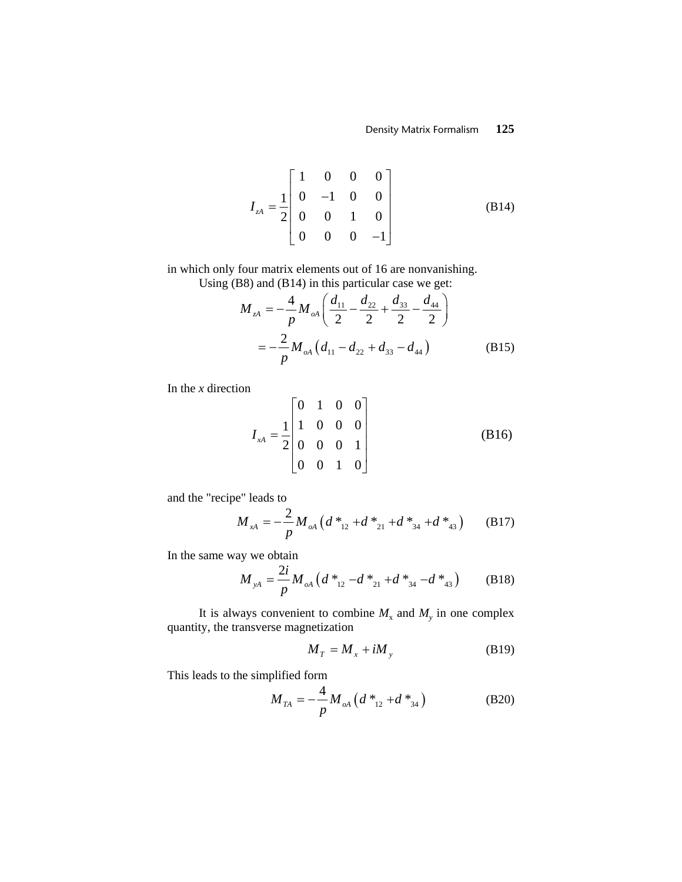$$I_{zA} = \frac{1}{2}\begin{bmatrix} 1 & 0 & 0 & 0 \\ 0 & -1 & 0 & 0 \\ 0 & 0 & 1 & 0 \\ 0 & 0 & 0 & -1 \end{bmatrix} \tag{B14}$$

in which only four matrix elements out of 16 are nonvanishing.

Using (B8) and (B14) in this particular case we get:

$$M_{zA} = -\frac{4}{p} M_{oA} \left( \frac{d_{11}}{2} - \frac{d_{22}}{2} + \frac{d_{33}}{2} - \frac{d_{44}}{2} \right)$$

$$= -\frac{2}{p} M_{oA} \left( d_{11} - d_{22} + d_{33} - d_{44} \right) \tag{B15}$$

In the $x$ direction

$$I_{xA} = \frac{1}{2}\begin{bmatrix} 0 & 1 & 0 & 0 \\ 1 & 0 & 0 & 0 \\ 0 & 0 & 0 & 1 \\ 0 & 0 & 1 & 0 \end{bmatrix} \tag{B16}$$

and the "recipe" leads to

$$M_{xA} = -\frac{2}{p} M_{oA} \left( d^*_{12} + d^*_{21} + d^*_{34} + d^*_{43} \right) \tag{B17}$$

In the same way we obtain

$$M_{yA} = \frac{2i}{p} M_{oA} \left( d^*_{12} - d^*_{21} + d^*_{34} - d^*_{43} \right) \tag{B18}$$

It is always convenient to combine $M_x$ and $M_y$ in one complex quantity, the transverse magnetization

$$M_T = M_x + iM_y \tag{B19}$$

This leads to the simplified form

$$M_{TA} = -\frac{4}{p} M_{oA} \left( d^*_{12} + d^*_{34} \right) \tag{B20}$$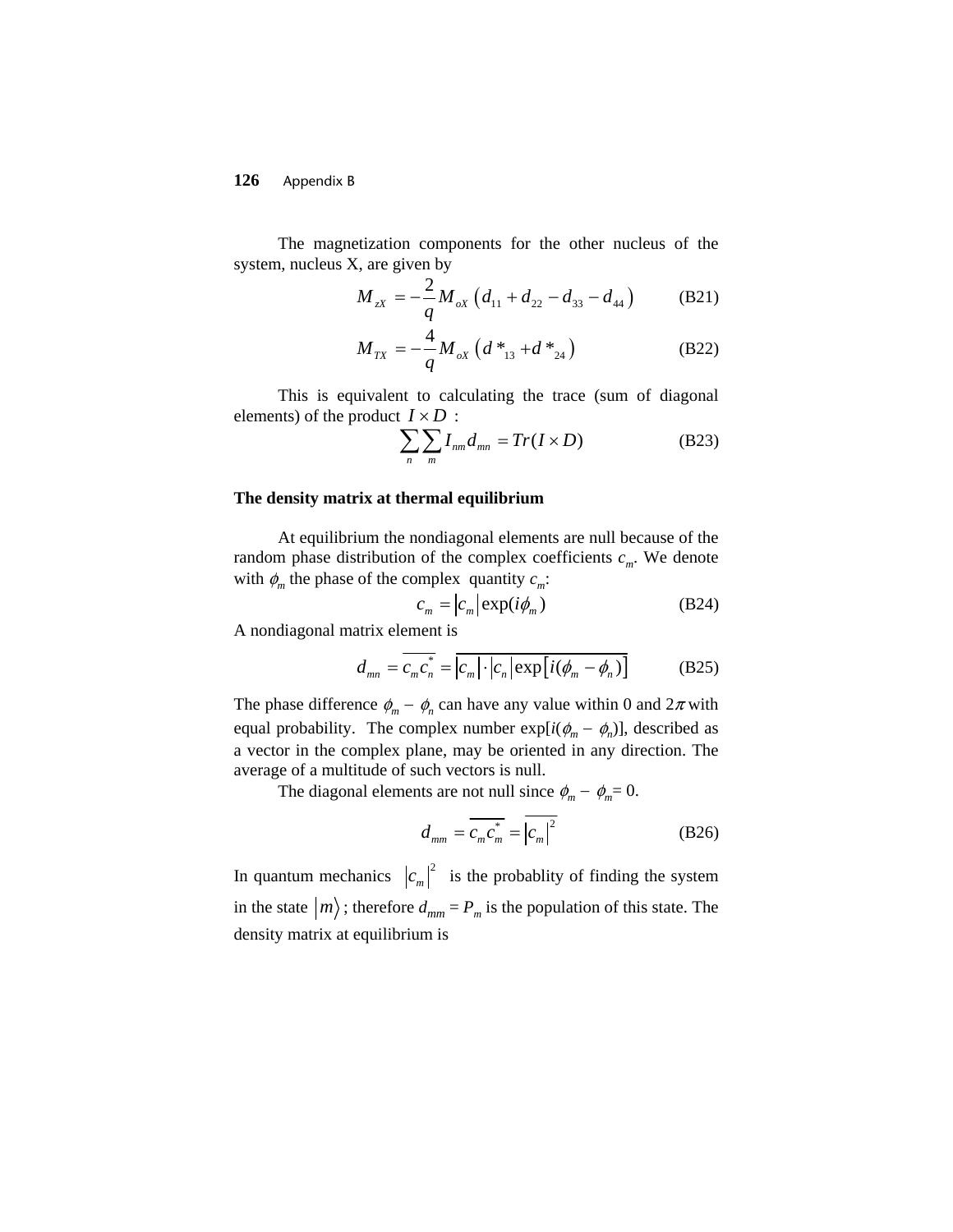The magnetization components for the other nucleus of the system, nucleus X, are given by

$$M_{zX} = -\frac{2}{q} M_{oX} \left( d_{11} + d_{22} - d_{33} - d_{44} \right) \qquad \text{(B21)}$$

$$M_{TX} = -\frac{4}{q} M_{oX} \left( d *_{13} + d *_{24} \right) \qquad \text{(B22)}$$

This is equivalent to calculating the trace (sum of diagonal elements) of the product $I \times D$ :

$$\sum_n \sum_m I_{nm} d_{mn} = Tr(I \times D) \qquad \text{(B23)}$$

**The density matrix at thermal equilibrium**

At equilibrium the nondiagonal elements are null because of the random phase distribution of the complex coefficients $c_m$. We denote with $\phi_m$ the phase of the complex quantity $c_m$:

$$c_m = |c_m| \exp(i\phi_m) \qquad \text{(B24)}$$

A nondiagonal matrix element is

$$d_{mn} = \overline{c_m c_n^*} = \overline{|c_m| \cdot |c_n| \exp\left[ i(\phi_m - \phi_n) \right]} \qquad \text{(B25)}$$

The phase difference $\phi_m - \phi_n$ can have any value within 0 and $2\pi$ with equal probability. The complex number $\exp[i(\phi_m - \phi_n)]$, described as a vector in the complex plane, may be oriented in any direction. The average of a multitude of such vectors is null.

The diagonal elements are not null since $\phi_m - \phi_m = 0$.

$$d_{mm} = \overline{c_m c_m^*} = \overline{|c_m|^2} \qquad \text{(B26)}$$

In quantum mechanics $|c_m|^2$ is the probablity of finding the system in the state $|m\rangle$; therefore $d_{mm} = P_m$ is the population of this state. The density matrix at equilibrium is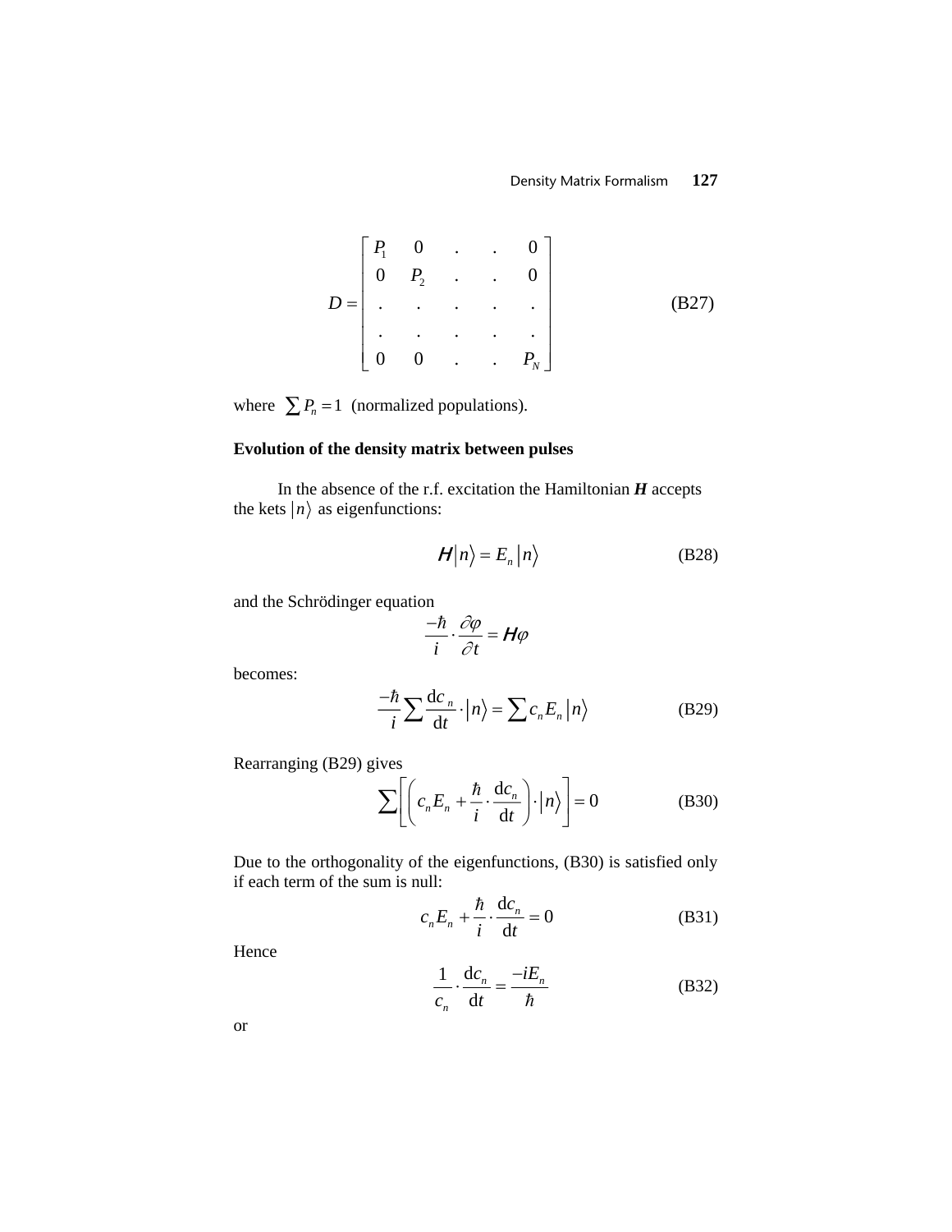$$D = \begin{bmatrix} P_1 & 0 & . & . & 0 \\ 0 & P_2 & . & . & 0 \\ . & . & . & . & . \\ . & . & . & . & . \\ 0 & 0 & . & . & P_N \end{bmatrix} \tag{B27}$$

where $\sum P_n = 1$ (normalized populations).

**Evolution of the density matrix between pulses**

In the absence of the r.f. excitation the Hamiltonian ***H*** accepts the kets $|n\rangle$ as eigenfunctions:

$$\boldsymbol{H}|n\rangle = E_n |n\rangle \tag{B28}$$

and the Schrödinger equation

$$\frac{-\hbar}{i} \cdot \frac{\partial \varphi}{\partial t} = \boldsymbol{H}\varphi$$

becomes:

$$\frac{-\hbar}{i} \sum \frac{\mathrm{d}c_n}{\mathrm{d}t} \cdot |n\rangle = \sum c_n E_n |n\rangle \tag{B29}$$

Rearranging (B29) gives

$$\sum \left[ \left( c_n E_n + \frac{\hbar}{i} \cdot \frac{\mathrm{d}c_n}{\mathrm{d}t} \right) \cdot |n\rangle \right] = 0 \tag{B30}$$

Due to the orthogonality of the eigenfunctions, (B30) is satisfied only if each term of the sum is null:

$$c_n E_n + \frac{\hbar}{i} \cdot \frac{\mathrm{d}c_n}{\mathrm{d}t} = 0 \tag{B31}$$

Hence

$$\frac{1}{c_n} \cdot \frac{\mathrm{d}c_n}{\mathrm{d}t} = \frac{-iE_n}{\hbar} \tag{B32}$$

or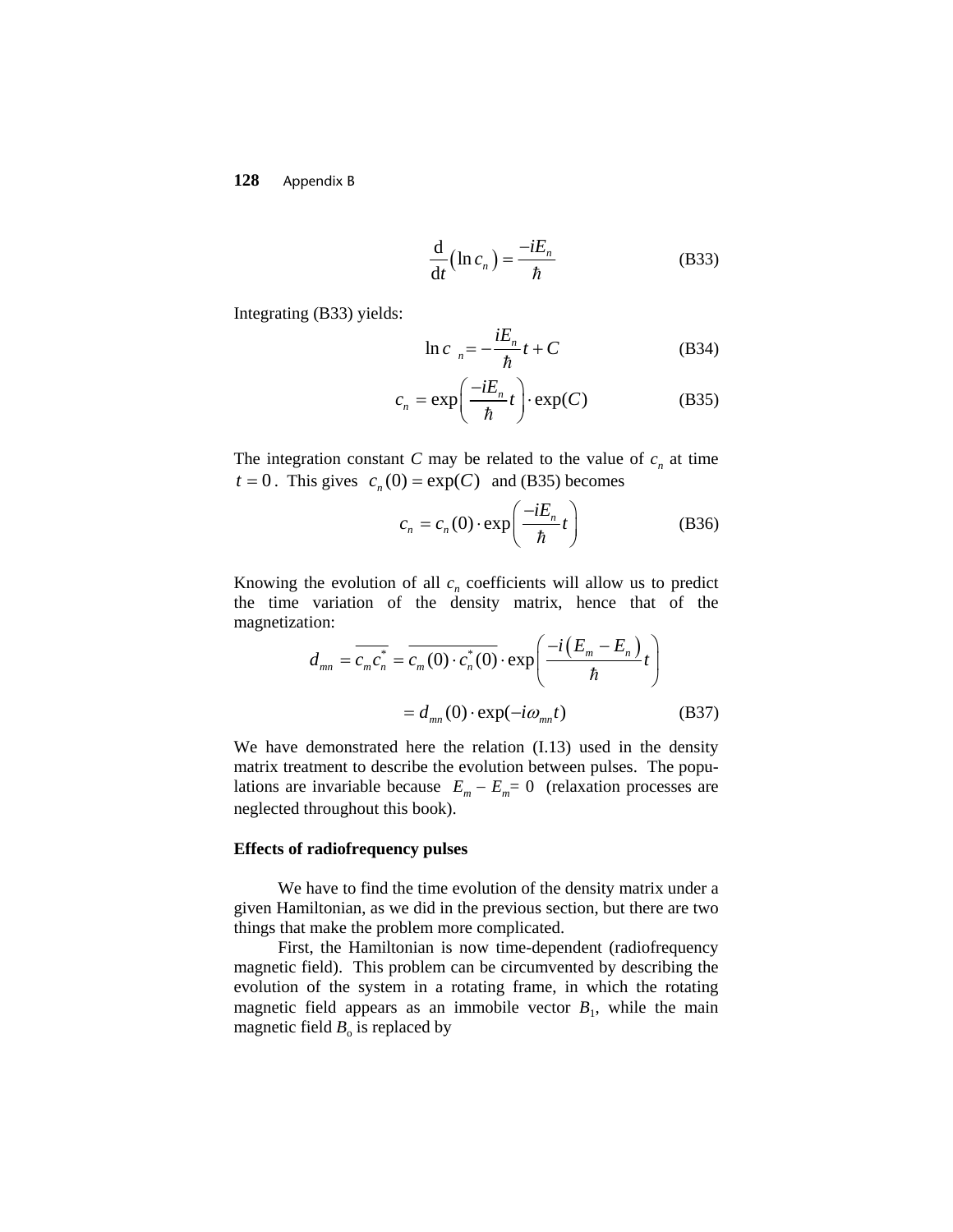$$\frac{\mathrm{d}}{\mathrm{d}t}\left(\ln c_n\right) = \frac{-iE_n}{\hbar} \tag{B33}$$

Integrating (B33) yields:

$$\ln c_n = -\frac{iE_n}{\hbar}t + C \tag{B34}$$

$$c_n = \exp\left(\frac{-iE_n}{\hbar}t\right) \cdot \exp(C) \tag{B35}$$

The integration constant $C$ may be related to the value of $c_n$ at time $t = 0$. This gives $c_n(0) = \exp(C)$ and (B35) becomes

$$c_n = c_n(0) \cdot \exp\left(\frac{-iE_n}{\hbar}t\right) \tag{B36}$$

Knowing the evolution of all $c_n$ coefficients will allow us to predict the time variation of the density matrix, hence that of the magnetization:

$$d_{mn} = \overline{c_m c_n^*} = \overline{c_m(0) \cdot c_n^*(0)} \cdot \exp\left(\frac{-i\left(E_m - E_n\right)}{\hbar}t\right)$$

$$= d_{mn}(0) \cdot \exp(-i\omega_{mn}t) \tag{B37}$$

We have demonstrated here the relation (I.13) used in the density matrix treatment to describe the evolution between pulses. The populations are invariable because $E_m - E_m = 0$ (relaxation processes are neglected throughout this book).

### Effects of radiofrequency pulses

We have to find the time evolution of the density matrix under a given Hamiltonian, as we did in the previous section, but there are two things that make the problem more complicated.

First, the Hamiltonian is now time-dependent (radiofrequency magnetic field). This problem can be circumvented by describing the evolution of the system in a rotating frame, in which the rotating magnetic field appears as an immobile vector $B_1$, while the main magnetic field $B_o$ is replaced by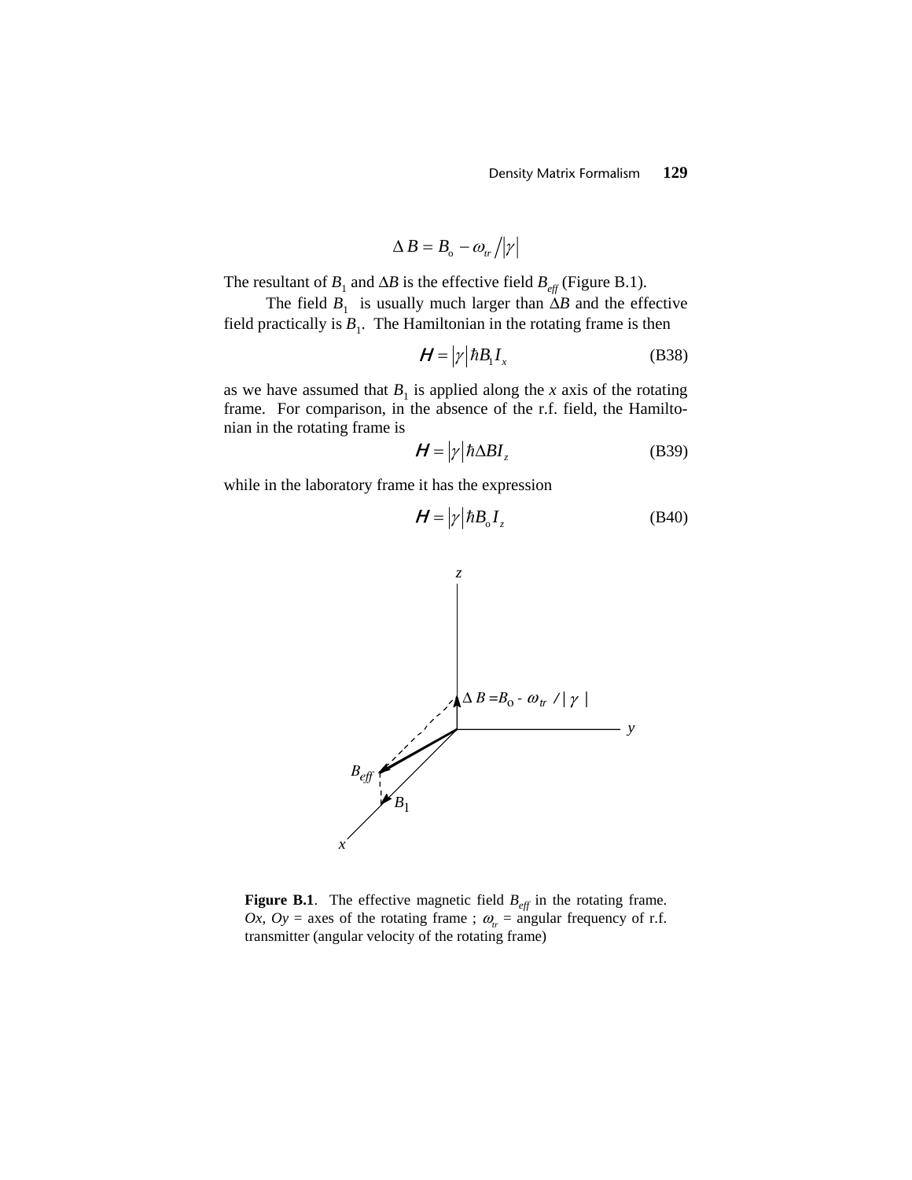$$\Delta B = B_o - \omega_{tr} / |\gamma|$$

The resultant of $B_1$ and $\Delta B$ is the effective field $B_{eff}$ (Figure B.1).

The field $B_1$ is usually much larger than $\Delta B$ and the effective field practically is $B_1$. The Hamiltonian in the rotating frame is then

$$H = |\gamma| \hbar B_1 I_x \tag{B38}$$

as we have assumed that $B_1$ is applied along the $x$ axis of the rotating frame. For comparison, in the absence of the r.f. field, the Hamiltonian in the rotating frame is

$$H = |\gamma| \hbar \Delta B I_z \tag{B39}$$

while in the laboratory frame it has the expression

$$H = |\gamma| \hbar B_o I_z \tag{B40}$$

**Figure B.1**. The effective magnetic field $B_{eff}$ in the rotating frame. *Ox*, *Oy* = axes of the rotating frame ; $\omega_{tr}$ = angular frequency of r.f. transmitter (angular velocity of the rotating frame)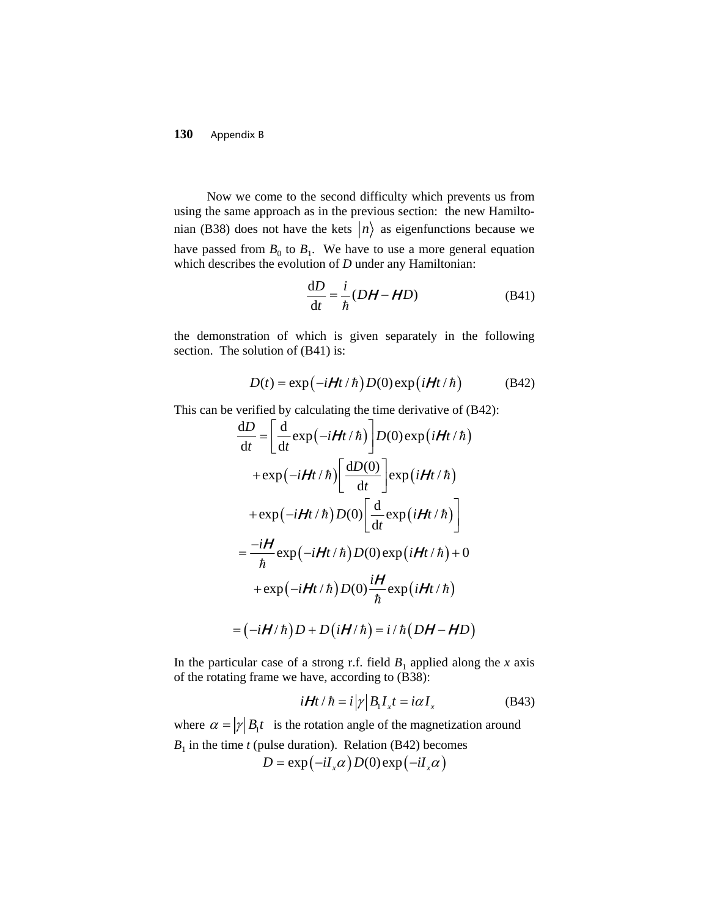Now we come to the second difficulty which prevents us from using the same approach as in the previous section: the new Hamiltonian (B38) does not have the kets $|n\rangle$ as eigenfunctions because we have passed from $B_0$ to $B_1$. We have to use a more general equation which describes the evolution of $D$ under any Hamiltonian:

$$\frac{\mathrm{d}D}{\mathrm{d}t} = \frac{i}{\hbar}(D\mathbf{H} - \mathbf{H}D) \tag{B41}$$

the demonstration of which is given separately in the following section. The solution of (B41) is:

$$D(t) = \exp\left(-i\mathbf{H}t/\hbar\right) D(0) \exp\left(i\mathbf{H}t/\hbar\right) \tag{B42}$$

This can be verified by calculating the time derivative of (B42):

$$\begin{aligned}
\frac{\mathrm{d}D}{\mathrm{d}t} &= \left[\frac{\mathrm{d}}{\mathrm{d}t}\exp\left(-i\mathbf{H}t/\hbar\right)\right] D(0)\exp\left(i\mathbf{H}t/\hbar\right) \\
&\quad + \exp\left(-i\mathbf{H}t/\hbar\right)\left[\frac{\mathrm{d}D(0)}{\mathrm{d}t}\right]\exp\left(i\mathbf{H}t/\hbar\right) \\
&\quad + \exp\left(-i\mathbf{H}t/\hbar\right) D(0)\left[\frac{\mathrm{d}}{\mathrm{d}t}\exp\left(i\mathbf{H}t/\hbar\right)\right] \\
&= \frac{-i\mathbf{H}}{\hbar}\exp\left(-i\mathbf{H}t/\hbar\right) D(0)\exp\left(i\mathbf{H}t/\hbar\right) + 0 \\
&\quad + \exp\left(-i\mathbf{H}t/\hbar\right) D(0)\frac{i\mathbf{H}}{\hbar}\exp\left(i\mathbf{H}t/\hbar\right) \\
&= \left(-i\mathbf{H}/\hbar\right) D + D\left(i\mathbf{H}/\hbar\right) = \mathrm{i}/\hbar\left(D\mathbf{H} - \mathbf{H}D\right)
\end{aligned}$$

In the particular case of a strong r.f. field $B_1$ applied along the $x$ axis of the rotating frame we have, according to (B38):

$$i\mathbf{H}t/\hbar = i|\gamma| B_1 I_x t = i\alpha I_x \tag{B43}$$

where $\alpha = |\gamma| B_1 t$ is the rotation angle of the magnetization around $B_1$ in the time $t$ (pulse duration). Relation (B42) becomes

$$D = \exp\left(-iI_x\alpha\right) D(0) \exp\left(-iI_x\alpha\right)$$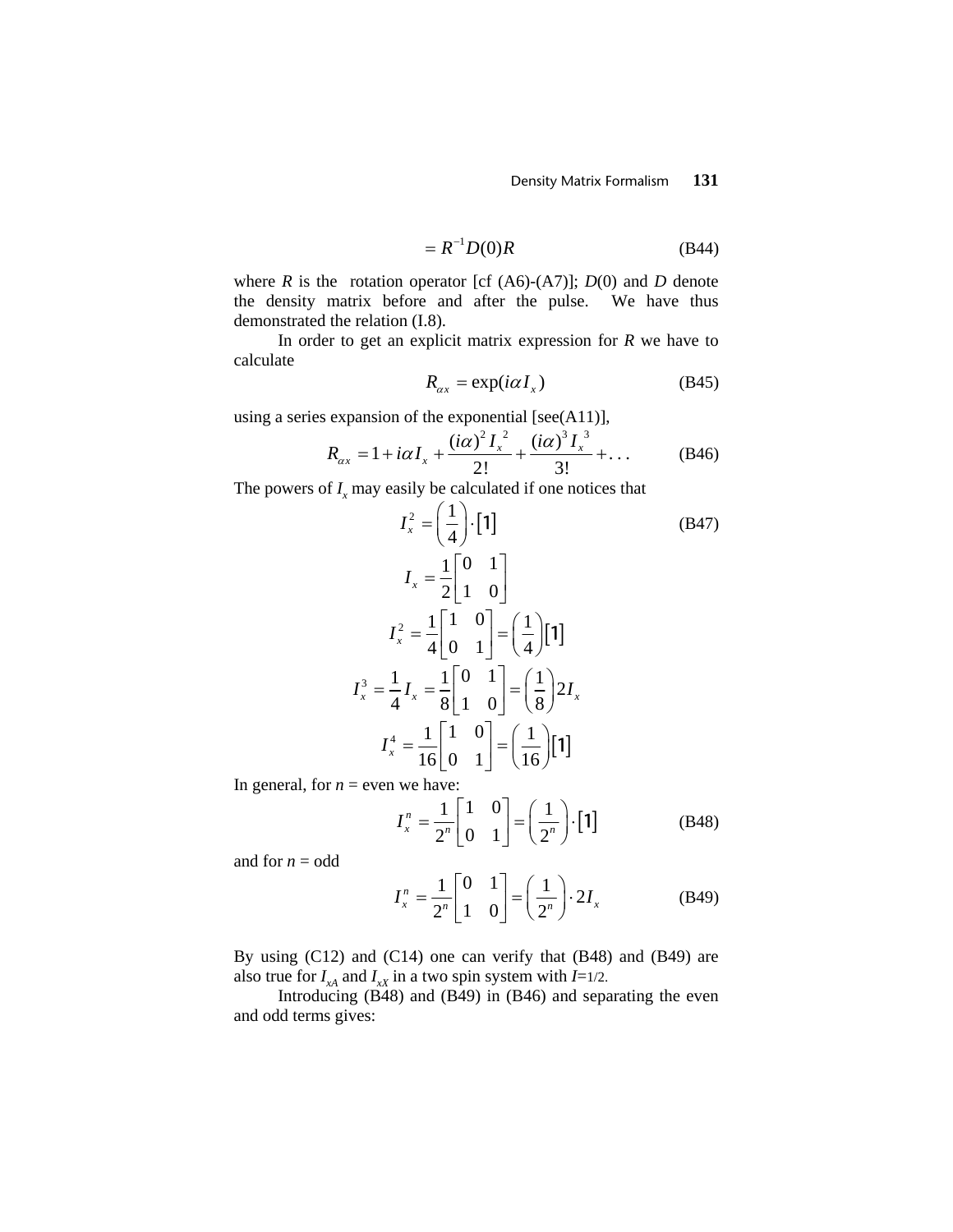$$= R^{-1}D(0)R \tag{B44}$$

where $R$ is the rotation operator [cf (A6)-(A7)]; $D(0)$ and $D$ denote the density matrix before and after the pulse. We have thus demonstrated the relation (I.8).

In order to get an explicit matrix expression for $R$ we have to calculate

$$R_{\alpha x} = \exp(i\alpha I_x) \tag{B45}$$

using a series expansion of the exponential [see(A11)],

$$R_{\alpha x} = 1 + i\alpha I_x + \frac{(i\alpha)^2 I_x{}^2}{2!} + \frac{(i\alpha)^3 I_x{}^3}{3!} + \ldots \tag{B46}$$

The powers of $I_x$ may easily be calculated if one notices that

$$I_x^2 = \left(\frac{1}{4}\right)\cdot[1] \tag{B47}$$

$$I_x = \frac{1}{2}\begin{bmatrix} 0 & 1 \\ 1 & 0 \end{bmatrix}$$

$$I_x^2 = \frac{1}{4}\begin{bmatrix} 1 & 0 \\ 0 & 1 \end{bmatrix} = \left(\frac{1}{4}\right)[1]$$

$$I_x^3 = \frac{1}{4}I_x = \frac{1}{8}\begin{bmatrix} 0 & 1 \\ 1 & 0 \end{bmatrix} = \left(\frac{1}{8}\right)2I_x$$

$$I_x^4 = \frac{1}{16}\begin{bmatrix} 1 & 0 \\ 0 & 1 \end{bmatrix} = \left(\frac{1}{16}\right)[1]$$

In general, for $n$ = even we have:

$$I_x^n = \frac{1}{2^n}\begin{bmatrix} 1 & 0 \\ 0 & 1 \end{bmatrix} = \left(\frac{1}{2^n}\right)\cdot[1] \tag{B48}$$

and for $n$ = odd

$$I_x^n = \frac{1}{2^n}\begin{bmatrix} 0 & 1 \\ 1 & 0 \end{bmatrix} = \left(\frac{1}{2^n}\right)\cdot 2I_x \tag{B49}$$

By using (C12) and (C14) one can verify that (B48) and (B49) are also true for $I_{xA}$ and $I_{xX}$ in a two spin system with $I$=1/2.

Introducing (B48) and (B49) in (B46) and separating the even and odd terms gives: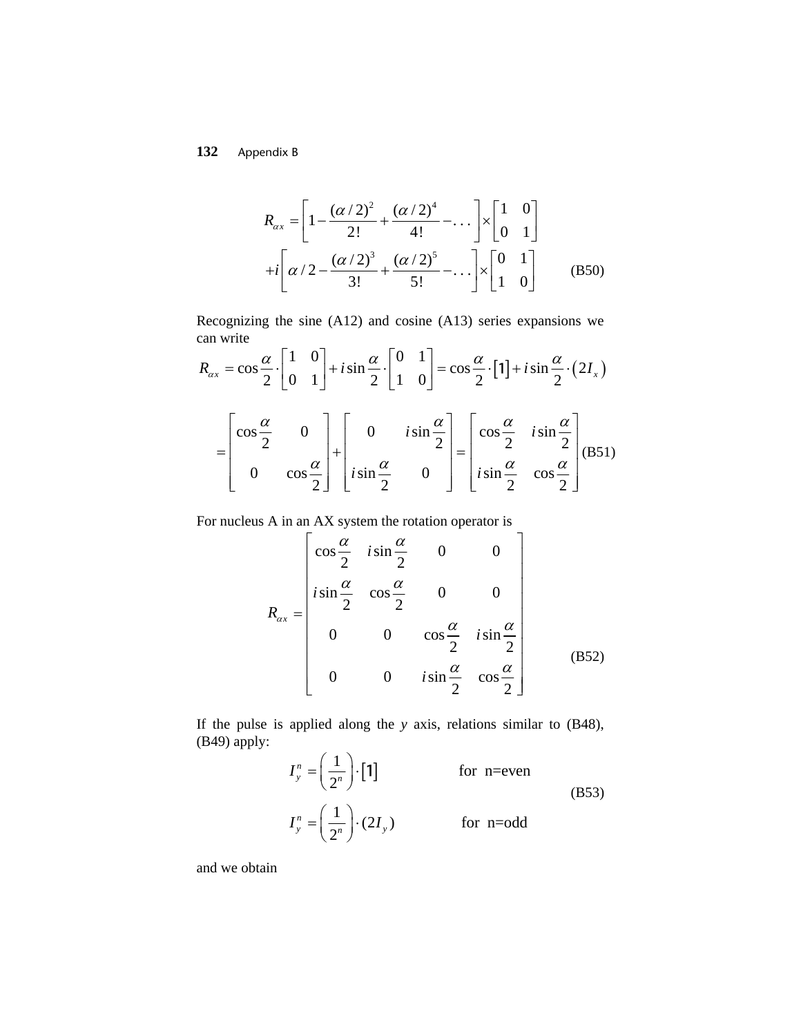$$R_{\alpha x} = \left[1 - \frac{(\alpha/2)^2}{2!} + \frac{(\alpha/2)^4}{4!} - \ldots\right] \times \begin{bmatrix} 1 & 0 \\ 0 & 1 \end{bmatrix}$$
$$+ i\left[\alpha/2 - \frac{(\alpha/2)^3}{3!} + \frac{(\alpha/2)^5}{5!} - \ldots\right] \times \begin{bmatrix} 0 & 1 \\ 1 & 0 \end{bmatrix} \qquad \text{(B50)}$$

Recognizing the sine (A12) and cosine (A13) series expansions we can write

$$R_{\alpha x} = \cos\frac{\alpha}{2} \cdot \begin{bmatrix} 1 & 0 \\ 0 & 1 \end{bmatrix} + i\sin\frac{\alpha}{2} \cdot \begin{bmatrix} 0 & 1 \\ 1 & 0 \end{bmatrix} = \cos\frac{\alpha}{2} \cdot [1] + i\sin\frac{\alpha}{2} \cdot (2I_x)$$

$$= \begin{bmatrix} \cos\frac{\alpha}{2} & 0 \\ 0 & \cos\frac{\alpha}{2} \end{bmatrix} + \begin{bmatrix} 0 & i\sin\frac{\alpha}{2} \\ i\sin\frac{\alpha}{2} & 0 \end{bmatrix} = \begin{bmatrix} \cos\frac{\alpha}{2} & i\sin\frac{\alpha}{2} \\ i\sin\frac{\alpha}{2} & \cos\frac{\alpha}{2} \end{bmatrix} \qquad \text{(B51)}$$

For nucleus A in an AX system the rotation operator is

$$R_{\alpha x} = \begin{bmatrix} \cos\frac{\alpha}{2} & i\sin\frac{\alpha}{2} & 0 & 0 \\ i\sin\frac{\alpha}{2} & \cos\frac{\alpha}{2} & 0 & 0 \\ 0 & 0 & \cos\frac{\alpha}{2} & i\sin\frac{\alpha}{2} \\ 0 & 0 & i\sin\frac{\alpha}{2} & \cos\frac{\alpha}{2} \end{bmatrix} \qquad \text{(B52)}$$

If the pulse is applied along the $y$ axis, relations similar to (B48), (B49) apply:

$$I_y^n = \left(\frac{1}{2^n}\right) \cdot [1] \qquad \text{for n=even}$$
$$I_y^n = \left(\frac{1}{2^n}\right) \cdot (2I_y) \qquad \text{for n=odd} \qquad \text{(B53)}$$

and we obtain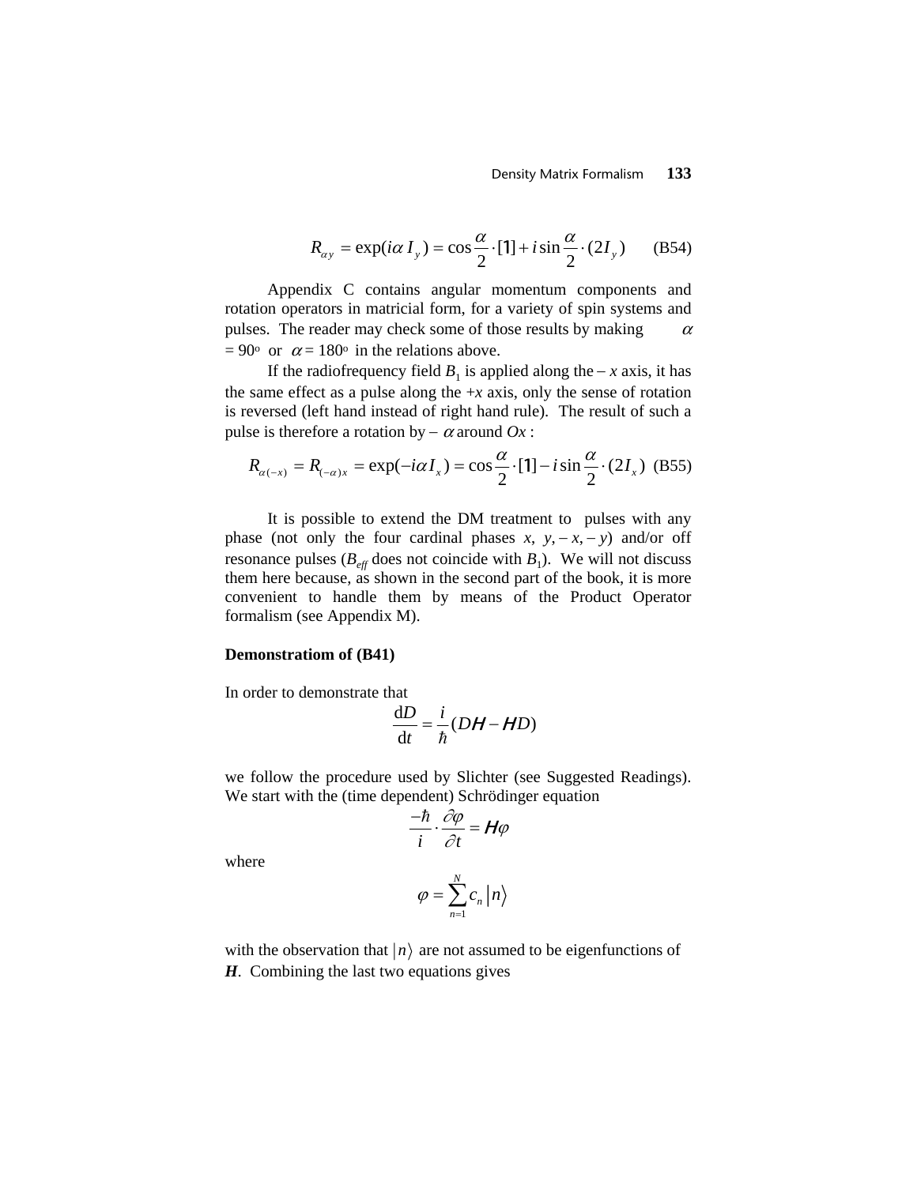$$R_{\alpha y} = \exp(i\alpha\, I_y) = \cos\frac{\alpha}{2}\cdot[1] + i\sin\frac{\alpha}{2}\cdot(2I_y) \qquad \text{(B54)}$$

Appendix C contains angular momentum components and rotation operators in matricial form, for a variety of spin systems and pulses. The reader may check some of those results by making $\alpha = 90^{\text{o}}$ or $\alpha = 180^{\text{o}}$ in the relations above.

If the radiofrequency field $B_1$ is applied along the $-x$ axis, it has the same effect as a pulse along the $+x$ axis, only the sense of rotation is reversed (left hand instead of right hand rule). The result of such a pulse is therefore a rotation by $-\alpha$ around $Ox$ :

$$R_{\alpha(-x)} = R_{(-\alpha)x} = \exp(-i\alpha I_x) = \cos\frac{\alpha}{2}\cdot[1] - i\sin\frac{\alpha}{2}\cdot(2I_x) \qquad \text{(B55)}$$

It is possible to extend the DM treatment to pulses with any phase (not only the four cardinal phases $x$, $y$, $-x$, $-y$) and/or off resonance pulses ($B_{eff}$ does not coincide with $B_1$). We will not discuss them here because, as shown in the second part of the book, it is more convenient to handle them by means of the Product Operator formalism (see Appendix M).

**Demonstratiom of (B41)**

In order to demonstrate that

$$\frac{\mathrm{d}D}{\mathrm{d}t} = \frac{i}{\hbar}(D\boldsymbol{H} - \boldsymbol{H}D)$$

we follow the procedure used by Slichter (see Suggested Readings). We start with the (time dependent) Schrödinger equation

$$\frac{-\hbar}{i}\cdot\frac{\partial\varphi}{\partial t} = \boldsymbol{H}\varphi$$

where

$$\varphi = \sum_{n=1}^{N} c_n \left|n\right\rangle$$

with the observation that $\left|n\right\rangle$ are not assumed to be eigenfunctions of $\boldsymbol{H}$. Combining the last two equations gives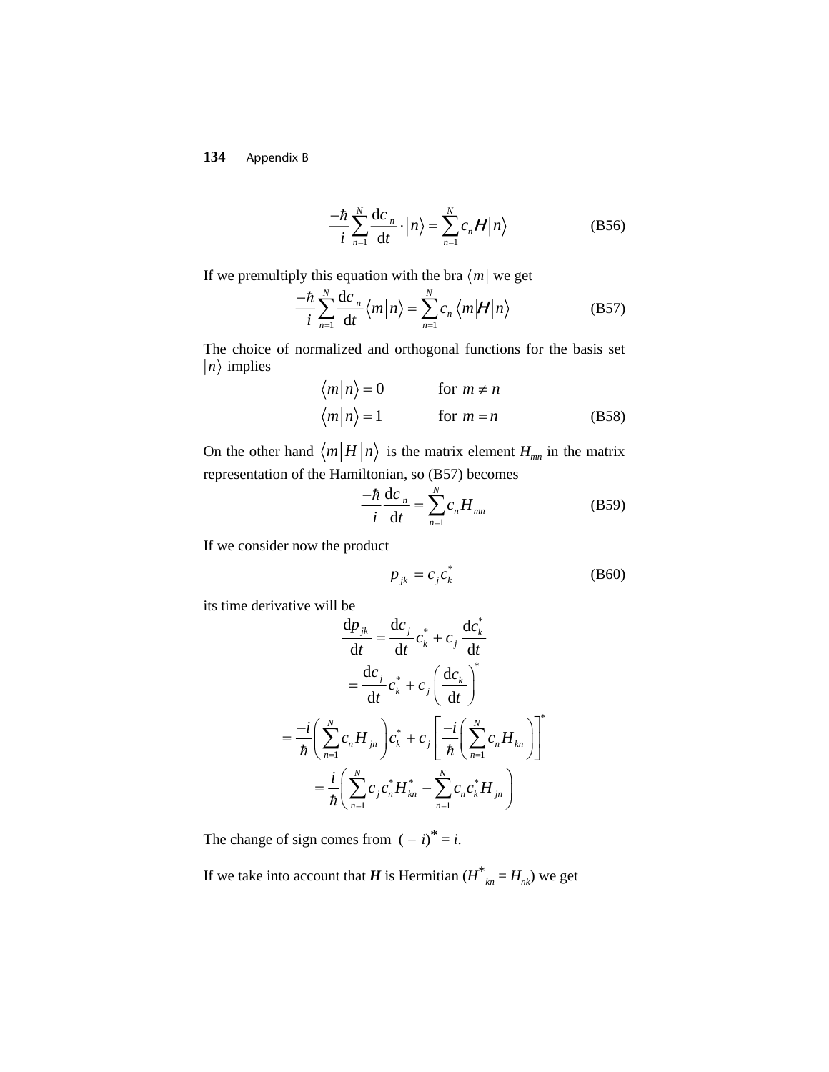$$\frac{-\hbar}{i}\sum_{n=1}^{N}\frac{\mathrm{d}c_n}{\mathrm{d}t}\cdot\left|n\right\rangle=\sum_{n=1}^{N}c_n\boldsymbol{H}\left|n\right\rangle \tag{B56}$$

If we premultiply this equation with the bra $\langle m|$ we get

$$\frac{-\hbar}{i}\sum_{n=1}^{N}\frac{\mathrm{d}c_n}{\mathrm{d}t}\left\langle m\middle|n\right\rangle=\sum_{n=1}^{N}c_n\left\langle m\middle|\boldsymbol{H}\middle|n\right\rangle \tag{B57}$$

The choice of normalized and orthogonal functions for the basis set $|n\rangle$ implies

$$\begin{aligned}\left\langle m\middle|n\right\rangle&=0 \qquad \text{for } m\neq n\\ \left\langle m\middle|n\right\rangle&=1 \qquad \text{for } m=n\end{aligned} \tag{B58}$$

On the other hand $\langle m|H|n\rangle$ is the matrix element $H_{mn}$ in the matrix representation of the Hamiltonian, so (B57) becomes

$$\frac{-\hbar}{i}\frac{\mathrm{d}c_n}{\mathrm{d}t}=\sum_{n=1}^{N}c_nH_{mn} \tag{B59}$$

If we consider now the product

$$p_{jk}=c_jc_k^* \tag{B60}$$

its time derivative will be

$$\begin{aligned}\frac{\mathrm{d}p_{jk}}{\mathrm{d}t}&=\frac{\mathrm{d}c_j}{\mathrm{d}t}c_k^*+c_j\frac{\mathrm{d}c_k^*}{\mathrm{d}t}\\ &=\frac{\mathrm{d}c_j}{\mathrm{d}t}c_k^*+c_j\left(\frac{\mathrm{d}c_k}{\mathrm{d}t}\right)^*\\ &=\frac{-i}{\hbar}\left(\sum_{n=1}^{N}c_nH_{jn}\right)c_k^*+c_j\left[\frac{-i}{\hbar}\left(\sum_{n=1}^{N}c_nH_{kn}\right)\right]^*\\ &=\frac{i}{\hbar}\left(\sum_{n=1}^{N}c_jc_n^*H_{kn}^*-\sum_{n=1}^{N}c_nc_k^*H_{jn}\right)\end{aligned}$$

The change of sign comes from $(-i)^*=i$.

If we take into account that $\boldsymbol{H}$ is Hermitian ($H^*_{kn}=H_{nk}$) we get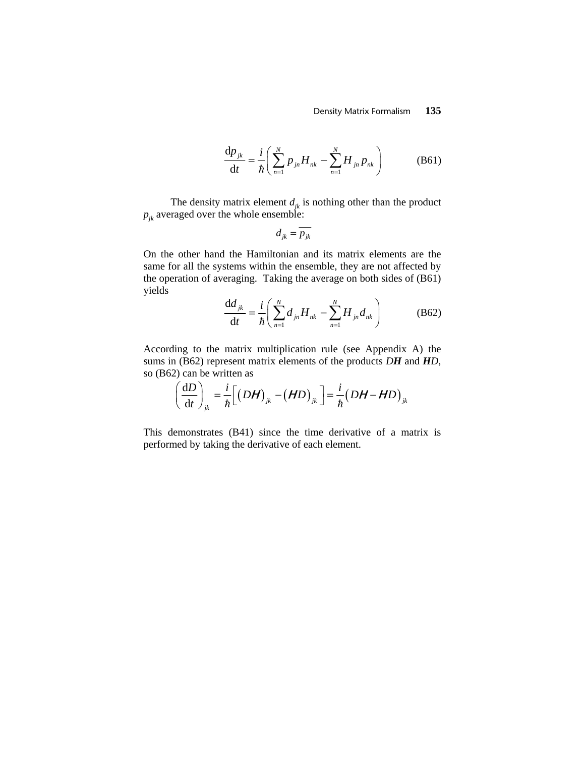$$\frac{\mathrm{d}p_{jk}}{\mathrm{d}t} = \frac{i}{\hbar}\left(\sum_{n=1}^{N} p_{jn}H_{nk} - \sum_{n=1}^{N} H_{jn}\,p_{nk}\right) \tag{B61}$$

The density matrix element $d_{jk}$ is nothing other than the product $p_{jk}$ averaged over the whole ensemble:

$$d_{jk} = \overline{p_{jk}}$$

On the other hand the Hamiltonian and its matrix elements are the same for all the systems within the ensemble, they are not affected by the operation of averaging. Taking the average on both sides of (B61) yields

$$\frac{\mathrm{d}d_{jk}}{\mathrm{d}t} = \frac{i}{\hbar}\left(\sum_{n=1}^{N} d_{jn}H_{nk} - \sum_{n=1}^{N} H_{jn}d_{nk}\right) \tag{B62}$$

According to the matrix multiplication rule (see Appendix A) the sums in (B62) represent matrix elements of the products $D\boldsymbol{H}$ and $\boldsymbol{H}D$, so (B62) can be written as

$$\left(\frac{\mathrm{d}D}{\mathrm{d}t}\right)_{jk} = \frac{i}{\hbar}\Big[\left(D\boldsymbol{H}\right)_{jk} - \left(\boldsymbol{H}D\right)_{jk}\Big] = \frac{i}{\hbar}\left(D\boldsymbol{H} - \boldsymbol{H}D\right)_{jk}$$

This demonstrates (B41) since the time derivative of a matrix is performed by taking the derivative of each element.